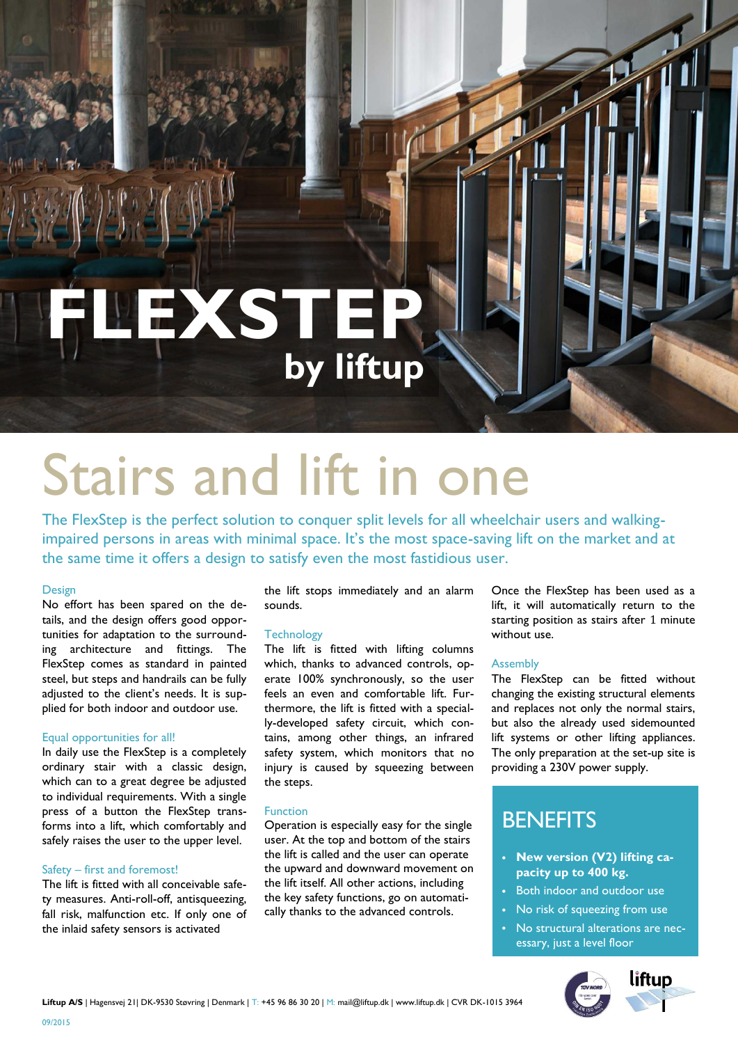# FLEXSTEP

**by liftup**

# Stairs and lift in one

The FlexStep is the perfect solution to conquer split levels for all wheelchair users and walking-impaired persons in areas with minimal space. It's the most space-saving lift on the market and at the same time it offers a design to satisfy even the most fastidious user.

### Design

No effort has been spared on the details, and the design offers good opportunities for adaptation to the surrounding architecture and fittings. The FlexStep comes as standard in painted steel, but steps and handrails can be fully adjusted to the client's needs. It is supplied for both indoor and outdoor use.

### Equal opportunities for all!

In daily use the FlexStep is a completely ordinary stair with a classic design, which can to a great degree be adjusted to individual requirements. With a single press of a button the FlexStep transforms into a lift, which comfortably and safely raises the user to the upper level.

### Safety – first and foremost!

The lift is fitted with all conceivable safety measures. Anti-roll-off, antisqueezing, fall risk, malfunction etc. If only one of the inlaid safety sensors is activated the lift stops immediately and an alarm sounds.

### Technology

The lift is fitted with lifting columns which, thanks to advanced controls, operate 100% synchronously, so the user feels an even and comfortable lift. Furthermore, the lift is fitted with a specially-developed safety circuit, which contains, among other things, an infrared safety system, which monitors that no injury is caused by squeezing between the steps.

### Function

Operation is especially easy for the single user. At the top and bottom of the stairs the lift is called and the user can operate the upward and downward movement on the lift itself. All other actions, including the key safety functions, go on automatically thanks to the advanced controls.

Once the FlexStep has been used as a lift, it will automatically return to the starting position as stairs after 1 minute without use.

### Assembly

The FlexStep can be fitted without changing the existing structural elements and replaces not only the normal stairs, but also the already used sidemounted lift systems or other lifting appliances. The only preparation at the set-up site is providing a 230V power supply.

## BENEFITS

- **New version (V2) lifting capacity up to 400 kg.**
- Both indoor and outdoor use
- No risk of squeezing from use
- No structural alterations are necessary, just a level floor

**Liftup A/S** | Hagensvej 21| DK-9530 Støvring | Denmark | T: +45 96 86 30 20 | M: mail@liftup.dk | www.liftup.dk | CVR DK-1015 3964

09/2015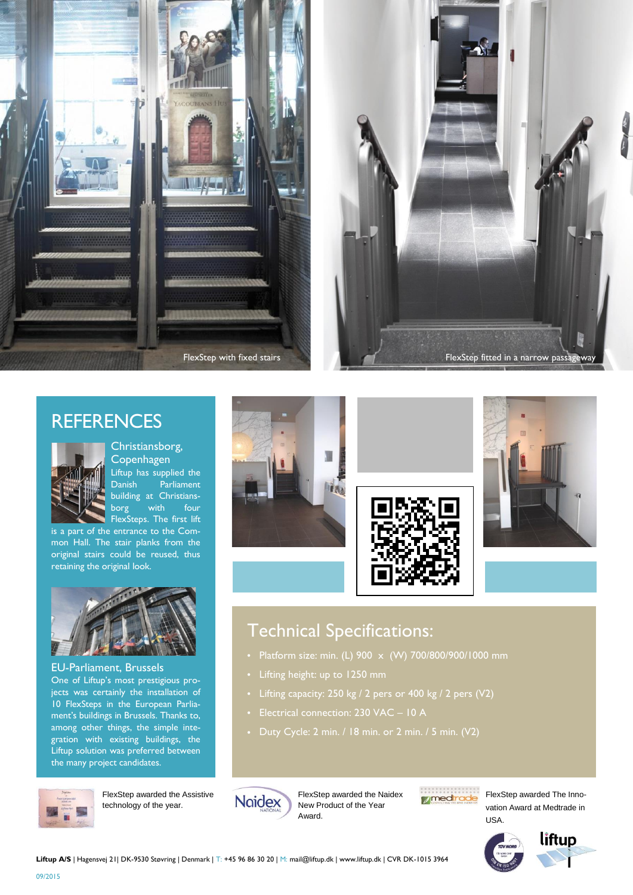FlexStep with fixed stairs

FlexStep fitted in a narrow passageway

## REFERENCES

### Christiansborg, Copenhagen

Liftup has supplied the Danish Parliament building at Christiansborg with four FlexSteps. The first lift is a part of the entrance to the Common Hall. The stair planks from the original stairs could be reused, thus retaining the original look.

### EU-Parliament, Brussels

One of Liftup's most prestigious projects was certainly the installation of 10 FlexSteps in the European Parliament's buildings in Brussels. Thanks to, among other things, the simple integration with existing buildings, the Liftup solution was preferred between the many project candidates.

## Technical Specifications:

- Platform size: min. (L) 900 x (W) 700/800/900/1000 mm
- Lifting height: up to 1250 mm
- Lifting capacity: 250 kg / 2 pers or 400 kg / 2 pers (V2)
- Electrical connection: 230 VAC – 10 A
- Duty Cycle: 2 min. / 18 min. or 2 min. / 5 min. (V2)

FlexStep awarded the Assistive technology of the year.

FlexStep awarded the Naidex New Product of the Year Award.

FlexStep awarded The Innovation Award at Medtrade in USA.

**Liftup A/S** | Hagensvej 21| DK-9530 Støvring | Denmark | T: +45 96 86 30 20 | M: mail@liftup.dk | www.liftup.dk | CVR DK-1015 3964

09/2015